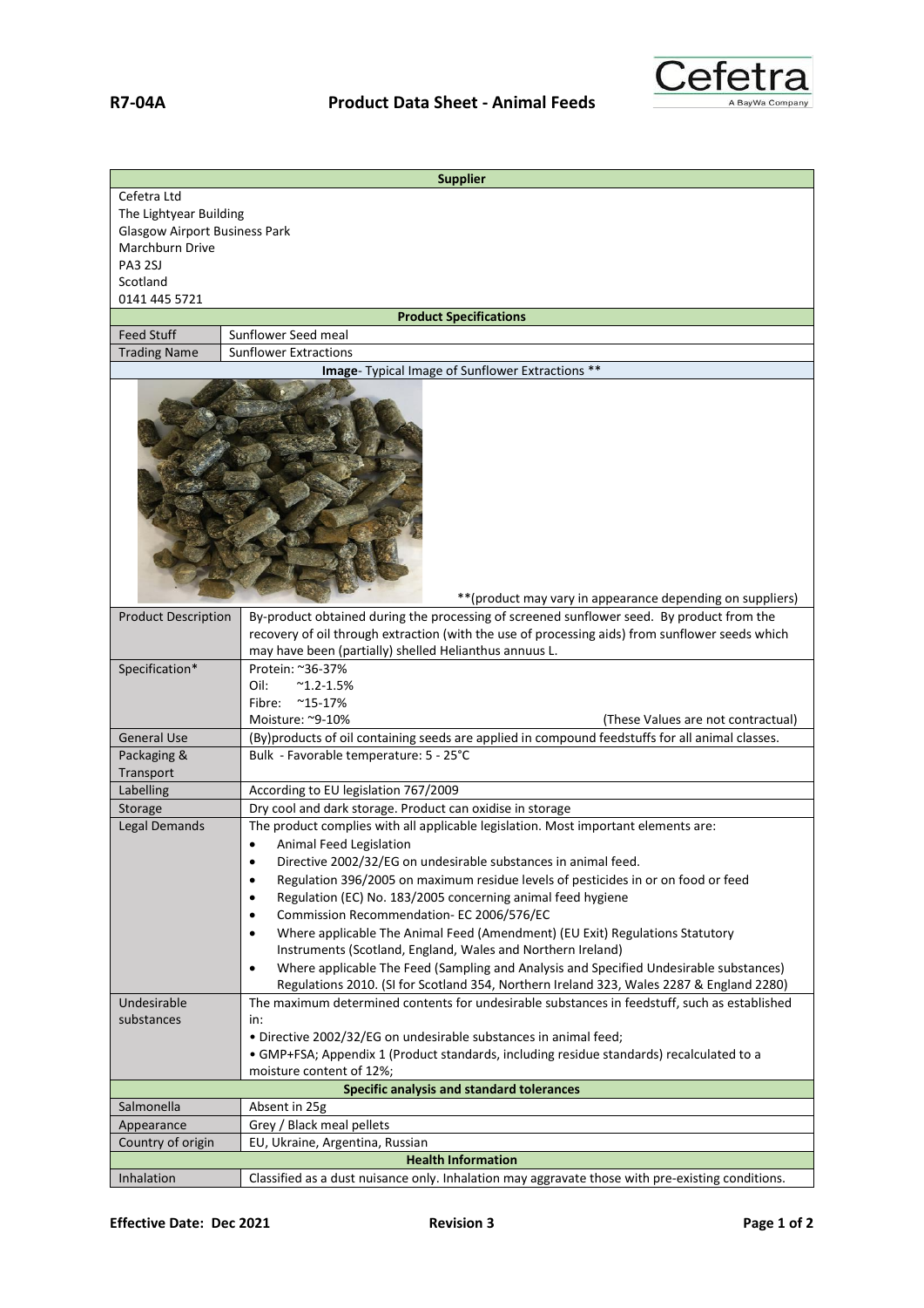**R7-04A** **Product Data Sheet - Animal Feeds**

| **Supplier** | |
|---|---|
| Cefetra Ltd<br>The Lightyear Building<br>Glasgow Airport Business Park<br>Marchburn Drive<br>PA3 2SJ<br>Scotland<br>0141 445 5721 | |
| **Product Specifications** | |
| Feed Stuff | Sunflower Seed meal |
| Trading Name | Sunflower Extractions |
| **Image**- Typical Image of Sunflower Extractions ** | |
| **(product may vary in appearance depending on suppliers) | |
| Product Description | By-product obtained during the processing of screened sunflower seed. By product from the recovery of oil through extraction (with the use of processing aids) from sunflower seeds which may have been (partially) shelled Helianthus annuus L. |
| Specification* | Protein: ~36-37%<br>Oil: ~1.2-1.5%<br>Fibre: ~15-17%<br>Moisture: ~9-10% (These Values are not contractual) |
| General Use | (By)products of oil containing seeds are applied in compound feedstuffs for all animal classes. |
| Packaging & Transport | Bulk - Favorable temperature: 5 - 25°C |
| Labelling | According to EU legislation 767/2009 |
| Storage | Dry cool and dark storage. Product can oxidise in storage |
| Legal Demands | The product complies with all applicable legislation. Most important elements are:<br>• Animal Feed Legislation<br>• Directive 2002/32/EG on undesirable substances in animal feed.<br>• Regulation 396/2005 on maximum residue levels of pesticides in or on food or feed<br>• Regulation (EC) No. 183/2005 concerning animal feed hygiene<br>• Commission Recommendation- EC 2006/576/EC<br>• Where applicable The Animal Feed (Amendment) (EU Exit) Regulations Statutory Instruments (Scotland, England, Wales and Northern Ireland)<br>• Where applicable The Feed (Sampling and Analysis and Specified Undesirable substances) Regulations 2010. (SI for Scotland 354, Northern Ireland 323, Wales 2287 & England 2280) |
| Undesirable substances | The maximum determined contents for undesirable substances in feedstuff, such as established in:<br>• Directive 2002/32/EG on undesirable substances in animal feed;<br>• GMP+FSA; Appendix 1 (Product standards, including residue standards) recalculated to a moisture content of 12%; |
| **Specific analysis and standard tolerances** | |
| Salmonella | Absent in 25g |
| Appearance | Grey / Black meal pellets |
| Country of origin | EU, Ukraine, Argentina, Russian |
| **Health Information** | |
| Inhalation | Classified as a dust nuisance only. Inhalation may aggravate those with pre-existing conditions. |

**Effective Date: Dec 2021** **Revision 3**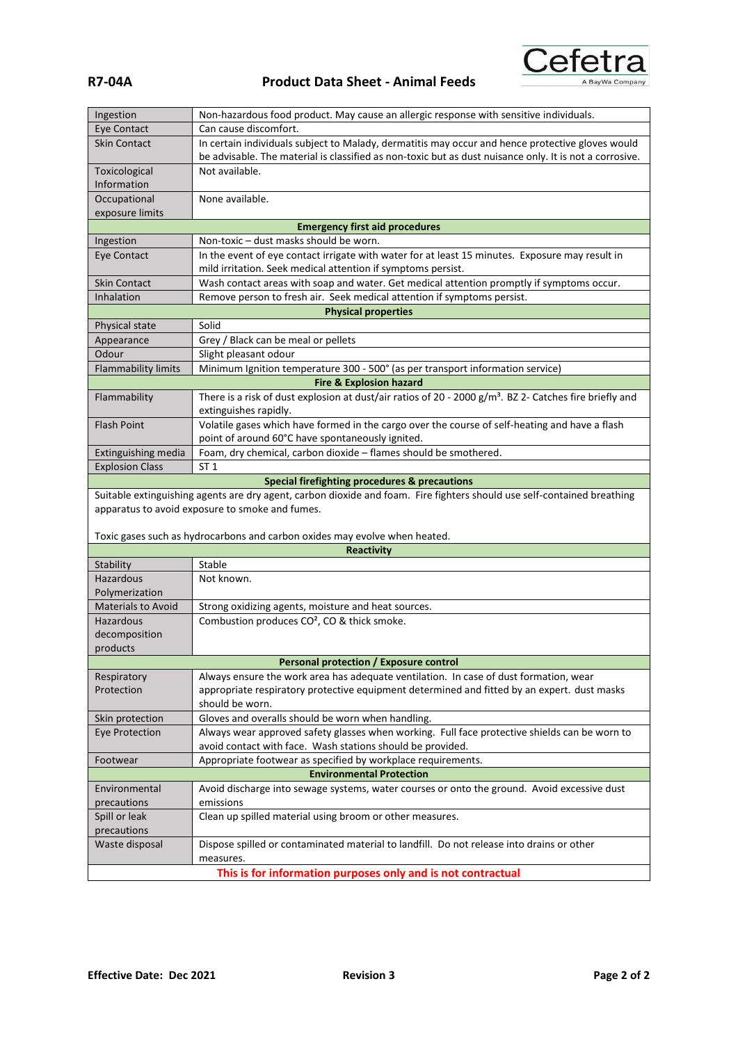| | |
|---|---|
| Ingestion | Non-hazardous food product. May cause an allergic response with sensitive individuals. |
| Eye Contact | Can cause discomfort. |
| Skin Contact | In certain individuals subject to Malady, dermatitis may occur and hence protective gloves would be advisable. The material is classified as non-toxic but as dust nuisance only. It is not a corrosive. |
| Toxicological Information | Not available. |
| Occupational exposure limits | None available. |
| **Emergency first aid procedures** | |
| Ingestion | Non-toxic – dust masks should be worn. |
| Eye Contact | In the event of eye contact irrigate with water for at least 15 minutes. Exposure may result in mild irritation. Seek medical attention if symptoms persist. |
| Skin Contact | Wash contact areas with soap and water. Get medical attention promptly if symptoms occur. |
| Inhalation | Remove person to fresh air. Seek medical attention if symptoms persist. |
| **Physical properties** | |
| Physical state | Solid |
| Appearance | Grey / Black can be meal or pellets |
| Odour | Slight pleasant odour |
| Flammability limits | Minimum Ignition temperature 300 - 500° (as per transport information service) |
| **Fire & Explosion hazard** | |
| Flammability | There is a risk of dust explosion at dust/air ratios of 20 - 2000 g/m³. BZ 2- Catches fire briefly and extinguishes rapidly. |
| Flash Point | Volatile gases which have formed in the cargo over the course of self-heating and have a flash point of around 60°C have spontaneously ignited. |
| Extinguishing media | Foam, dry chemical, carbon dioxide – flames should be smothered. |
| Explosion Class | ST 1 |
| **Special firefighting procedures & precautions** | |
| Suitable extinguishing agents are dry agent, carbon dioxide and foam. Fire fighters should use self-contained breathing apparatus to avoid exposure to smoke and fumes.<br><br>Toxic gases such as hydrocarbons and carbon oxides may evolve when heated. | |
| **Reactivity** | |
| Stability | Stable |
| Hazardous Polymerization | Not known. |
| Materials to Avoid | Strong oxidizing agents, moisture and heat sources. |
| Hazardous decomposition products | Combustion produces CO², CO & thick smoke. |
| **Personal protection / Exposure control** | |
| Respiratory Protection | Always ensure the work area has adequate ventilation. In case of dust formation, wear appropriate respiratory protective equipment determined and fitted by an expert. dust masks should be worn. |
| Skin protection | Gloves and overalls should be worn when handling. |
| Eye Protection | Always wear approved safety glasses when working. Full face protective shields can be worn to avoid contact with face. Wash stations should be provided. |
| Footwear | Appropriate footwear as specified by workplace requirements. |
| **Environmental Protection** | |
| Environmental precautions | Avoid discharge into sewage systems, water courses or onto the ground. Avoid excessive dust emissions |
| Spill or leak precautions | Clean up spilled material using broom or other measures. |
| Waste disposal | Dispose spilled or contaminated material to landfill. Do not release into drains or other measures. |

**This is for information purposes only and is not contractual**

**Effective Date: Dec 2021** **Revision 3**